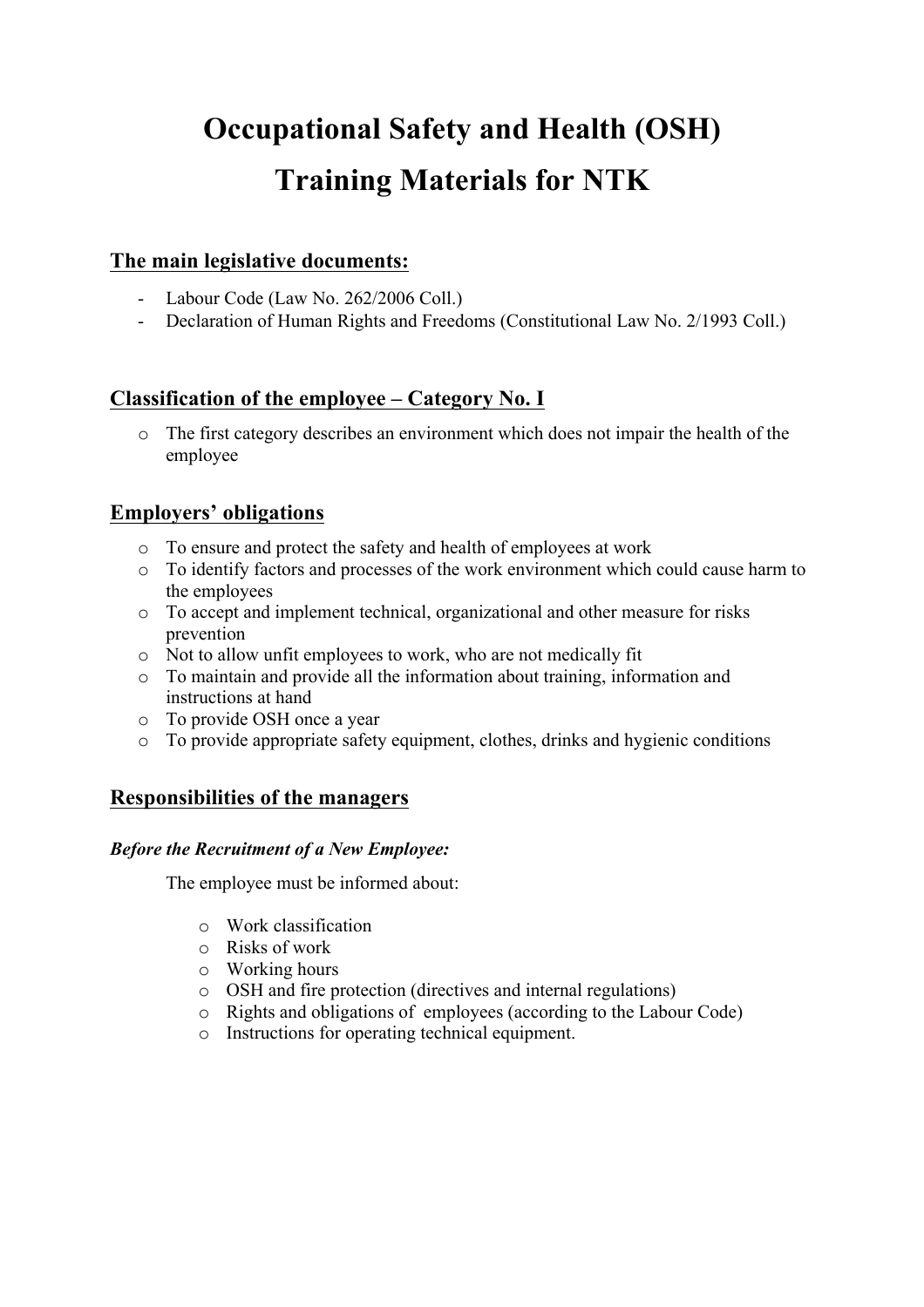# Occupational Safety and Health (OSH) Training Materials for NTK

## The main legislative documents:

- Labour Code (Law No. 262/2006 Coll.)
- Declaration of Human Rights and Freedoms (Constitutional Law No. 2/1993 Coll.)

## Classification of the employee – Category No. I

- The first category describes an environment which does not impair the health of the employee

## Employers' obligations

- To ensure and protect the safety and health of employees at work
- To identify factors and processes of the work environment which could cause harm to the employees
- To accept and implement technical, organizational and other measure for risks prevention
- Not to allow unfit employees to work, who are not medically fit
- To maintain and provide all the information about training, information and instructions at hand
- To provide OSH once a year
- To provide appropriate safety equipment, clothes, drinks and hygienic conditions

## Responsibilities of the managers

***Before the Recruitment of a New Employee:***

The employee must be informed about:

- Work classification
- Risks of work
- Working hours
- OSH and fire protection (directives and internal regulations)
- Rights and obligations of employees (according to the Labour Code)
- Instructions for operating technical equipment.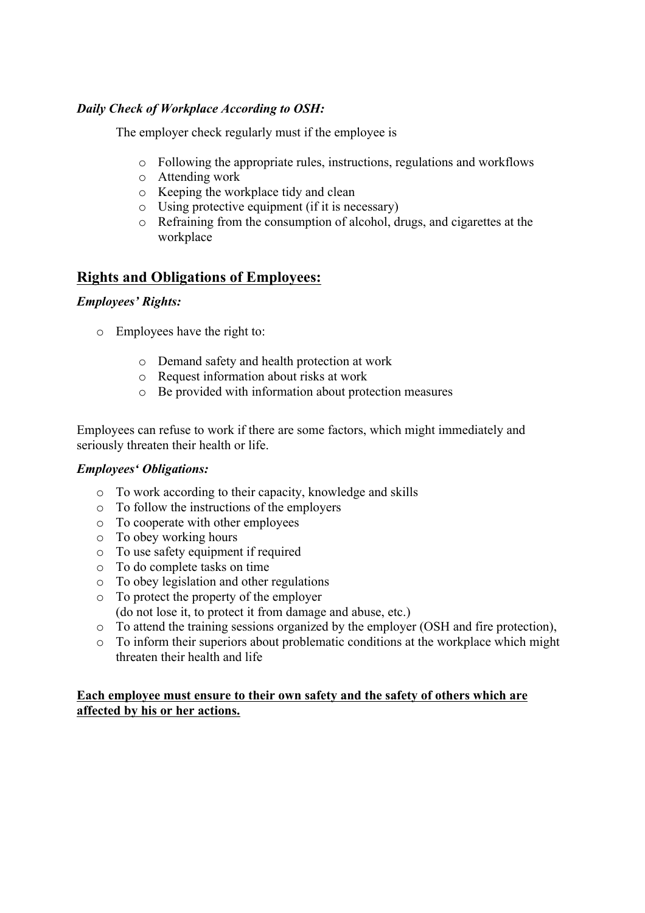***Daily Check of Workplace According to OSH:***

The employer check regularly must if the employee is

- Following the appropriate rules, instructions, regulations and workflows
- Attending work
- Keeping the workplace tidy and clean
- Using protective equipment (if it is necessary)
- Refraining from the consumption of alcohol, drugs, and cigarettes at the workplace

## Rights and Obligations of Employees:

***Employees' Rights:***

- Employees have the right to:
  - Demand safety and health protection at work
  - Request information about risks at work
  - Be provided with information about protection measures

Employees can refuse to work if there are some factors, which might immediately and seriously threaten their health or life.

***Employees' Obligations:***

- To work according to their capacity, knowledge and skills
- To follow the instructions of the employers
- To cooperate with other employees
- To obey working hours
- To use safety equipment if required
- To do complete tasks on time
- To obey legislation and other regulations
- To protect the property of the employer
  (do not lose it, to protect it from damage and abuse, etc.)
- To attend the training sessions organized by the employer (OSH and fire protection),
- To inform their superiors about problematic conditions at the workplace which might threaten their health and life

**Each employee must ensure to their own safety and the safety of others which are affected by his or her actions.**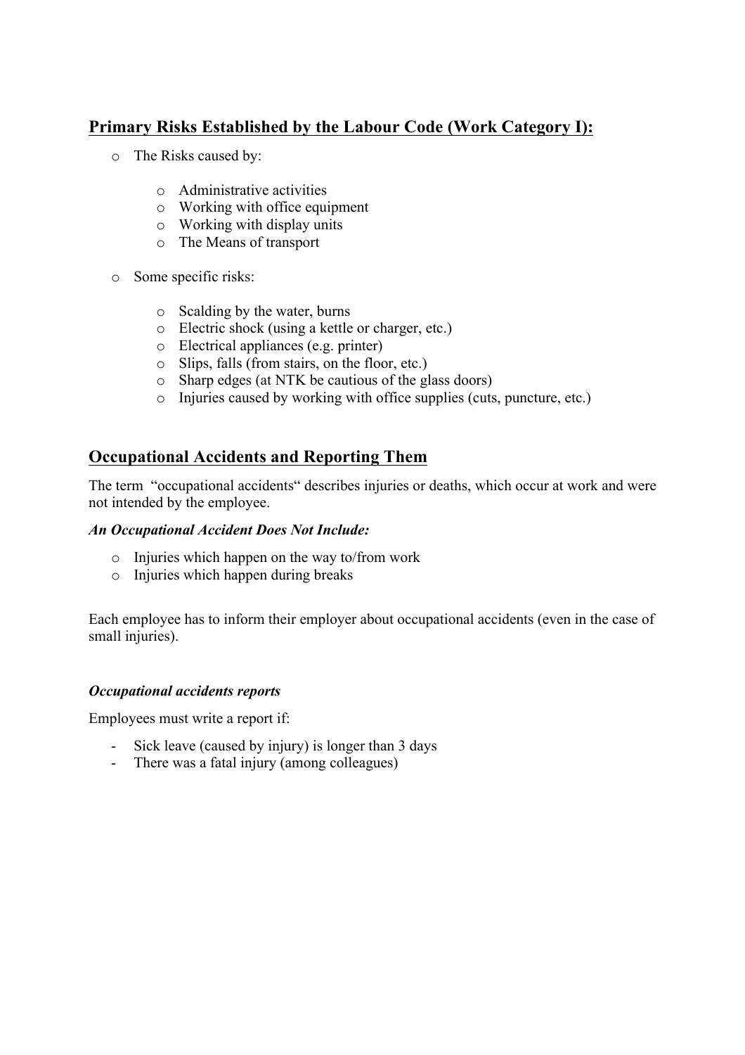## Primary Risks Established by the Labour Code (Work Category I):

- The Risks caused by:
  - Administrative activities
  - Working with office equipment
  - Working with display units
  - The Means of transport
- Some specific risks:
  - Scalding by the water, burns
  - Electric shock (using a kettle or charger, etc.)
  - Electrical appliances (e.g. printer)
  - Slips, falls (from stairs, on the floor, etc.)
  - Sharp edges (at NTK be cautious of the glass doors)
  - Injuries caused by working with office supplies (cuts, puncture, etc.)

## Occupational Accidents and Reporting Them

The term "occupational accidents" describes injuries or deaths, which occur at work and were not intended by the employee.

***An Occupational Accident Does Not Include:***

- Injuries which happen on the way to/from work
- Injuries which happen during breaks

Each employee has to inform their employer about occupational accidents (even in the case of small injuries).

***Occupational accidents reports***

Employees must write a report if:

- Sick leave (caused by injury) is longer than 3 days
- There was a fatal injury (among colleagues)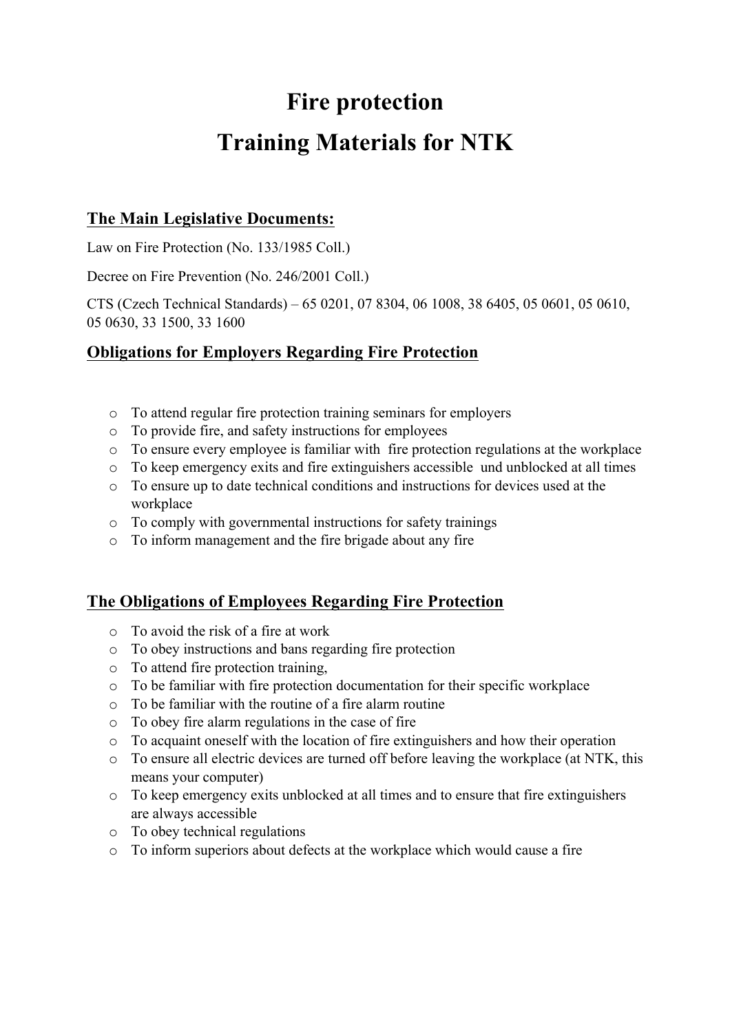# Fire protection

# Training Materials for NTK

## The Main Legislative Documents:

Law on Fire Protection (No. 133/1985 Coll.)

Decree on Fire Prevention (No. 246/2001 Coll.)

CTS (Czech Technical Standards) – 65 0201, 07 8304, 06 1008, 38 6405, 05 0601, 05 0610, 05 0630, 33 1500, 33 1600

## Obligations for Employers Regarding Fire Protection

- To attend regular fire protection training seminars for employers
- To provide fire, and safety instructions for employees
- To ensure every employee is familiar with fire protection regulations at the workplace
- To keep emergency exits and fire extinguishers accessible und unblocked at all times
- To ensure up to date technical conditions and instructions for devices used at the workplace
- To comply with governmental instructions for safety trainings
- To inform management and the fire brigade about any fire

## The Obligations of Employees Regarding Fire Protection

- To avoid the risk of a fire at work
- To obey instructions and bans regarding fire protection
- To attend fire protection training,
- To be familiar with fire protection documentation for their specific workplace
- To be familiar with the routine of a fire alarm routine
- To obey fire alarm regulations in the case of fire
- To acquaint oneself with the location of fire extinguishers and how their operation
- To ensure all electric devices are turned off before leaving the workplace (at NTK, this means your computer)
- To keep emergency exits unblocked at all times and to ensure that fire extinguishers are always accessible
- To obey technical regulations
- To inform superiors about defects at the workplace which would cause a fire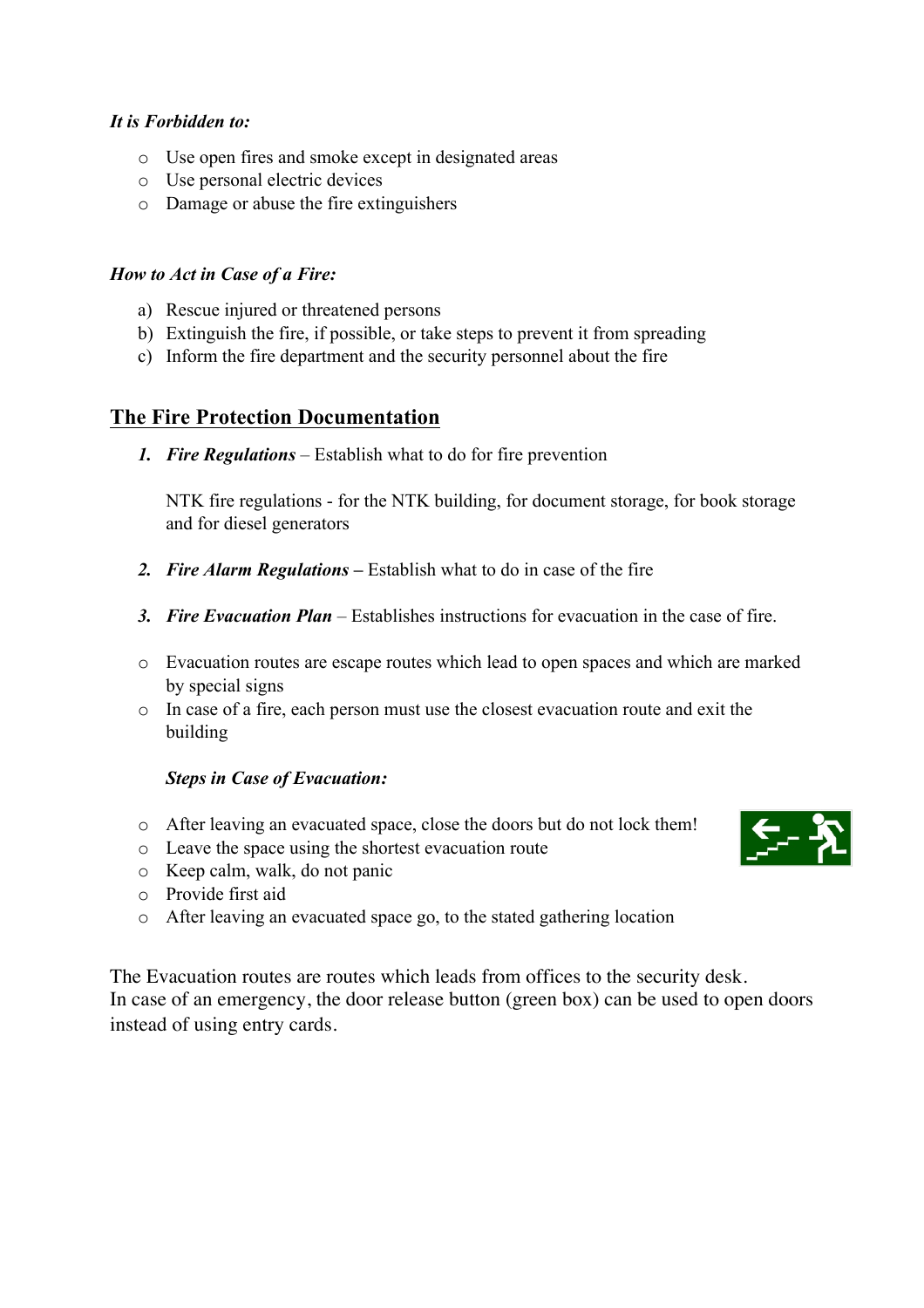***It is Forbidden to:***

- Use open fires and smoke except in designated areas
- Use personal electric devices
- Damage or abuse the fire extinguishers

***How to Act in Case of a Fire:***

a) Rescue injured or threatened persons
b) Extinguish the fire, if possible, or take steps to prevent it from spreading
c) Inform the fire department and the security personnel about the fire

## The Fire Protection Documentation

1. ***Fire Regulations*** – Establish what to do for fire prevention

   NTK fire regulations - for the NTK building, for document storage, for book storage and for diesel generators

2. ***Fire Alarm Regulations*** **–** Establish what to do in case of the fire

3. ***Fire Evacuation Plan*** – Establishes instructions for evacuation in the case of fire.

- Evacuation routes are escape routes which lead to open spaces and which are marked by special signs
- In case of a fire, each person must use the closest evacuation route and exit the building

***Steps in Case of Evacuation:***

- After leaving an evacuated space, close the doors but do not lock them!
- Leave the space using the shortest evacuation route
- Keep calm, walk, do not panic
- Provide first aid
- After leaving an evacuated space go, to the stated gathering location

The Evacuation routes are routes which leads from offices to the security desk.
In case of an emergency, the door release button (green box) can be used to open doors instead of using entry cards.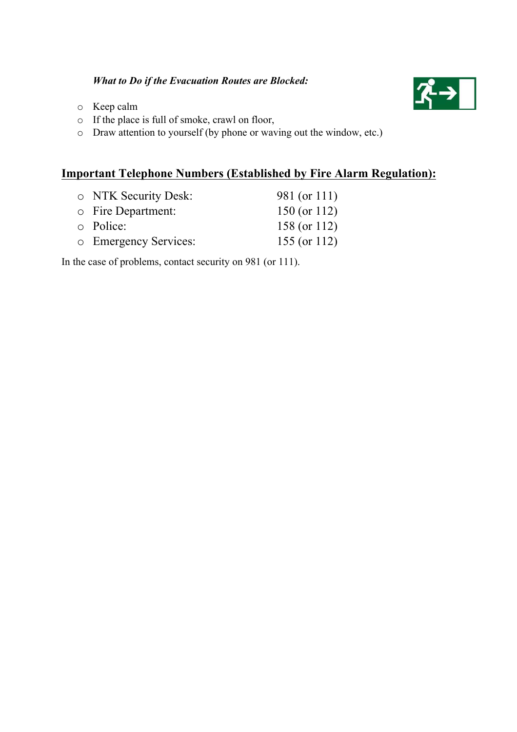***What to Do if the Evacuation Routes are Blocked:***

- Keep calm
- If the place is full of smoke, crawl on floor,
- Draw attention to yourself (by phone or waving out the window, etc.)

## Important Telephone Numbers (Established by Fire Alarm Regulation):

| | |
|---|---|
| ○ NTK Security Desk: | 981 (or 111) |
| ○ Fire Department: | 150 (or 112) |
| ○ Police: | 158 (or 112) |
| ○ Emergency Services: | 155 (or 112) |

In the case of problems, contact security on 981 (or 111).